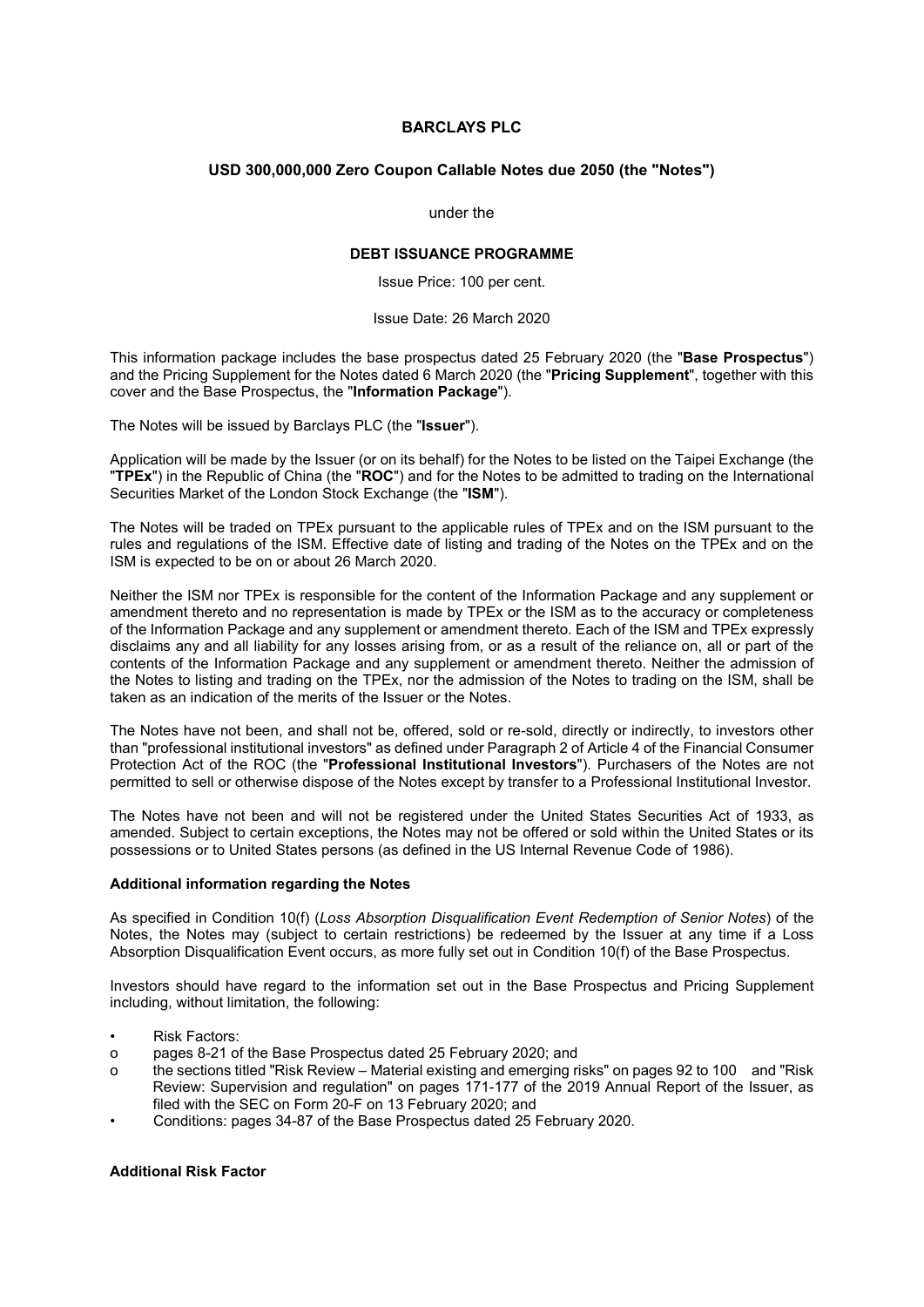**BARCLAYS PLC**

**USD 300,000,000 Zero Coupon Callable Notes due 2050 (the "Notes")**

under the

**DEBT ISSUANCE PROGRAMME**

Issue Price: 100 per cent.

Issue Date: 26 March 2020

This information package includes the base prospectus dated 25 February 2020 (the "**Base Prospectus**") and the Pricing Supplement for the Notes dated 6 March 2020 (the "**Pricing Supplement**", together with this cover and the Base Prospectus, the "**Information Package**").

The Notes will be issued by Barclays PLC (the "**Issuer**").

Application will be made by the Issuer (or on its behalf) for the Notes to be listed on the Taipei Exchange (the "**TPEx**") in the Republic of China (the "**ROC**") and for the Notes to be admitted to trading on the International Securities Market of the London Stock Exchange (the "**ISM**").

The Notes will be traded on TPEx pursuant to the applicable rules of TPEx and on the ISM pursuant to the rules and regulations of the ISM. Effective date of listing and trading of the Notes on the TPEx and on the ISM is expected to be on or about 26 March 2020.

Neither the ISM nor TPEx is responsible for the content of the Information Package and any supplement or amendment thereto and no representation is made by TPEx or the ISM as to the accuracy or completeness of the Information Package and any supplement or amendment thereto. Each of the ISM and TPEx expressly disclaims any and all liability for any losses arising from, or as a result of the reliance on, all or part of the contents of the Information Package and any supplement or amendment thereto. Neither the admission of the Notes to listing and trading on the TPEx, nor the admission of the Notes to trading on the ISM, shall be taken as an indication of the merits of the Issuer or the Notes.

The Notes have not been, and shall not be, offered, sold or re-sold, directly or indirectly, to investors other than "professional institutional investors" as defined under Paragraph 2 of Article 4 of the Financial Consumer Protection Act of the ROC (the "**Professional Institutional Investors**"). Purchasers of the Notes are not permitted to sell or otherwise dispose of the Notes except by transfer to a Professional Institutional Investor.

The Notes have not been and will not be registered under the United States Securities Act of 1933, as amended. Subject to certain exceptions, the Notes may not be offered or sold within the United States or its possessions or to United States persons (as defined in the US Internal Revenue Code of 1986).

**Additional information regarding the Notes**

As specified in Condition 10(f) (*Loss Absorption Disqualification Event Redemption of Senior Notes*) of the Notes, the Notes may (subject to certain restrictions) be redeemed by the Issuer at any time if a Loss Absorption Disqualification Event occurs, as more fully set out in Condition 10(f) of the Base Prospectus.

Investors should have regard to the information set out in the Base Prospectus and Pricing Supplement including, without limitation, the following:

- Risk Factors:
  - pages 8-21 of the Base Prospectus dated 25 February 2020; and
  - the sections titled "Risk Review – Material existing and emerging risks" on pages 92 to 100 and "Risk Review: Supervision and regulation" on pages 171-177 of the 2019 Annual Report of the Issuer, as filed with the SEC on Form 20-F on 13 February 2020; and
- Conditions: pages 34-87 of the Base Prospectus dated 25 February 2020.

**Additional Risk Factor**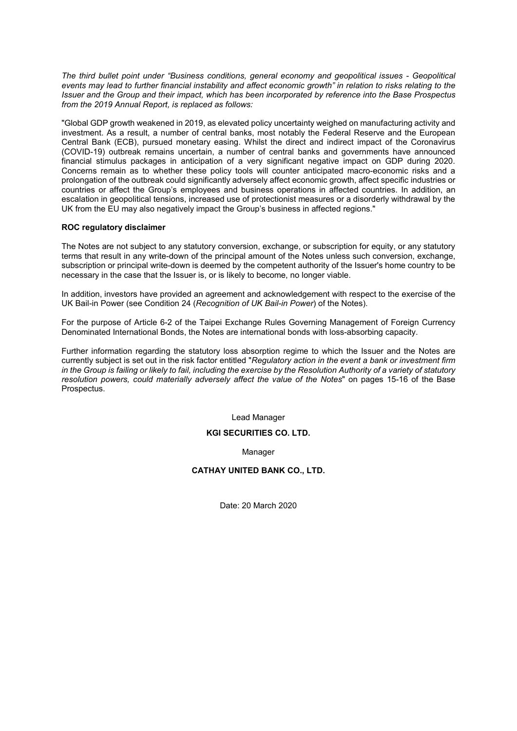*The third bullet point under "Business conditions, general economy and geopolitical issues - Geopolitical events may lead to further financial instability and affect economic growth" in relation to risks relating to the Issuer and the Group and their impact, which has been incorporated by reference into the Base Prospectus from the 2019 Annual Report, is replaced as follows:*

"Global GDP growth weakened in 2019, as elevated policy uncertainty weighed on manufacturing activity and investment. As a result, a number of central banks, most notably the Federal Reserve and the European Central Bank (ECB), pursued monetary easing. Whilst the direct and indirect impact of the Coronavirus (COVID-19) outbreak remains uncertain, a number of central banks and governments have announced financial stimulus packages in anticipation of a very significant negative impact on GDP during 2020. Concerns remain as to whether these policy tools will counter anticipated macro-economic risks and a prolongation of the outbreak could significantly adversely affect economic growth, affect specific industries or countries or affect the Group's employees and business operations in affected countries. In addition, an escalation in geopolitical tensions, increased use of protectionist measures or a disorderly withdrawal by the UK from the EU may also negatively impact the Group's business in affected regions."

**ROC regulatory disclaimer**

The Notes are not subject to any statutory conversion, exchange, or subscription for equity, or any statutory terms that result in any write-down of the principal amount of the Notes unless such conversion, exchange, subscription or principal write-down is deemed by the competent authority of the Issuer's home country to be necessary in the case that the Issuer is, or is likely to become, no longer viable.

In addition, investors have provided an agreement and acknowledgement with respect to the exercise of the UK Bail-in Power (see Condition 24 (*Recognition of UK Bail-in Power*) of the Notes).

For the purpose of Article 6-2 of the Taipei Exchange Rules Governing Management of Foreign Currency Denominated International Bonds, the Notes are international bonds with loss-absorbing capacity.

Further information regarding the statutory loss absorption regime to which the Issuer and the Notes are currently subject is set out in the risk factor entitled "*Regulatory action in the event a bank or investment firm in the Group is failing or likely to fail, including the exercise by the Resolution Authority of a variety of statutory resolution powers, could materially adversely affect the value of the Notes*" on pages 15-16 of the Base Prospectus.

Lead Manager

**KGI SECURITIES CO. LTD.**

Manager

**CATHAY UNITED BANK CO., LTD.**

Date: 20 March 2020